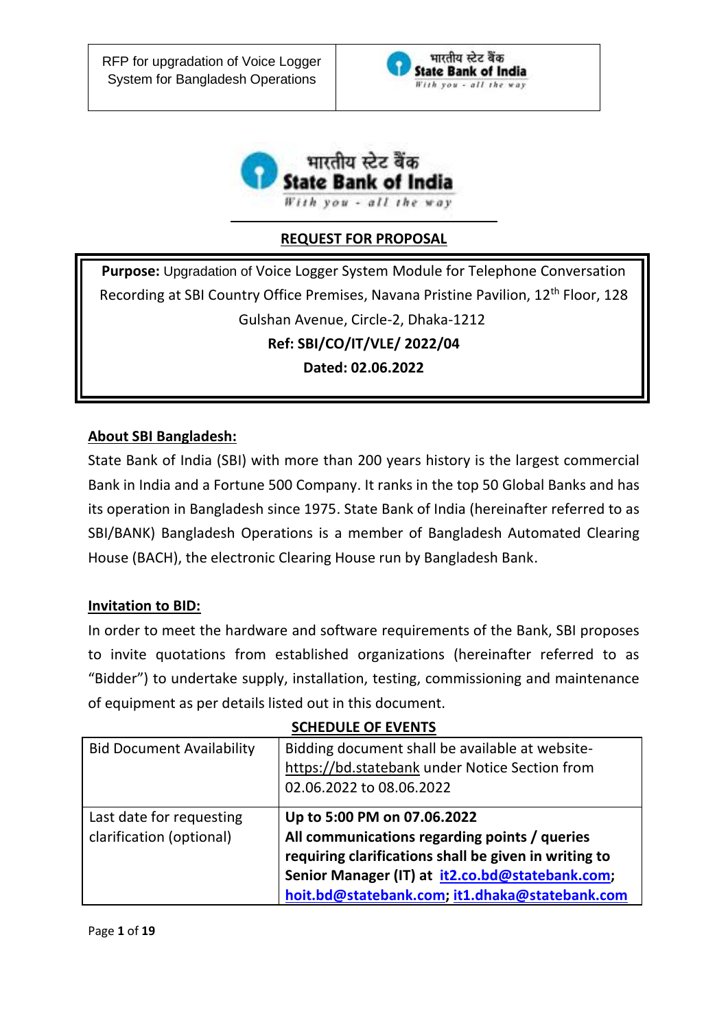## REQUEST FOR PROPOSAL

**Purpose:** Upgradation of Voice Logger System Module for Telephone Conversation Recording at SBI Country Office Premises, Navana Pristine Pavilion, 12th Floor, 128 Gulshan Avenue, Circle-2, Dhaka-1212

**Ref: SBI/CO/IT/VLE/ 2022/04**

**Dated: 02.06.2022**

### About SBI Bangladesh:

State Bank of India (SBI) with more than 200 years history is the largest commercial Bank in India and a Fortune 500 Company. It ranks in the top 50 Global Banks and has its operation in Bangladesh since 1975. State Bank of India (hereinafter referred to as SBI/BANK) Bangladesh Operations is a member of Bangladesh Automated Clearing House (BACH), the electronic Clearing House run by Bangladesh Bank.

### Invitation to BID:

In order to meet the hardware and software requirements of the Bank, SBI proposes to invite quotations from established organizations (hereinafter referred to as "Bidder") to undertake supply, installation, testing, commissioning and maintenance of equipment as per details listed out in this document.

### SCHEDULE OF EVENTS

| | |
|---|---|
| Bid Document Availability | Bidding document shall be available at website- https://bd.statebank under Notice Section from 02.06.2022 to 08.06.2022 |
| Last date for requesting clarification (optional) | **Up to 5:00 PM on 07.06.2022**<br>**All communications regarding points / queries requiring clarifications shall be given in writing to Senior Manager (IT) at it2.co.bd@statebank.com; hoit.bd@statebank.com; it1.dhaka@statebank.com** |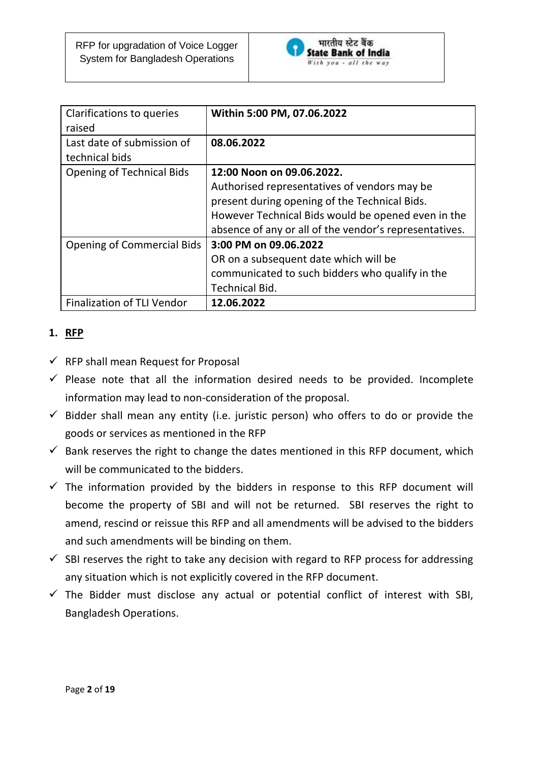| | |
|---|---|
| Clarifications to queries raised | **Within 5:00 PM, 07.06.2022** |
| Last date of submission of technical bids | **08.06.2022** |
| Opening of Technical Bids | **12:00 Noon on 09.06.2022.** Authorised representatives of vendors may be present during opening of the Technical Bids. However Technical Bids would be opened even in the absence of any or all of the vendor's representatives. |
| Opening of Commercial Bids | **3:00 PM on 09.06.2022** OR on a subsequent date which will be communicated to such bidders who qualify in the Technical Bid. |
| Finalization of TLI Vendor | **12.06.2022** |

## 1. RFP

- ✓ RFP shall mean Request for Proposal
- ✓ Please note that all the information desired needs to be provided. Incomplete information may lead to non-consideration of the proposal.
- ✓ Bidder shall mean any entity (i.e. juristic person) who offers to do or provide the goods or services as mentioned in the RFP
- ✓ Bank reserves the right to change the dates mentioned in this RFP document, which will be communicated to the bidders.
- ✓ The information provided by the bidders in response to this RFP document will become the property of SBI and will not be returned. SBI reserves the right to amend, rescind or reissue this RFP and all amendments will be advised to the bidders and such amendments will be binding on them.
- ✓ SBI reserves the right to take any decision with regard to RFP process for addressing any situation which is not explicitly covered in the RFP document.
- ✓ The Bidder must disclose any actual or potential conflict of interest with SBI, Bangladesh Operations.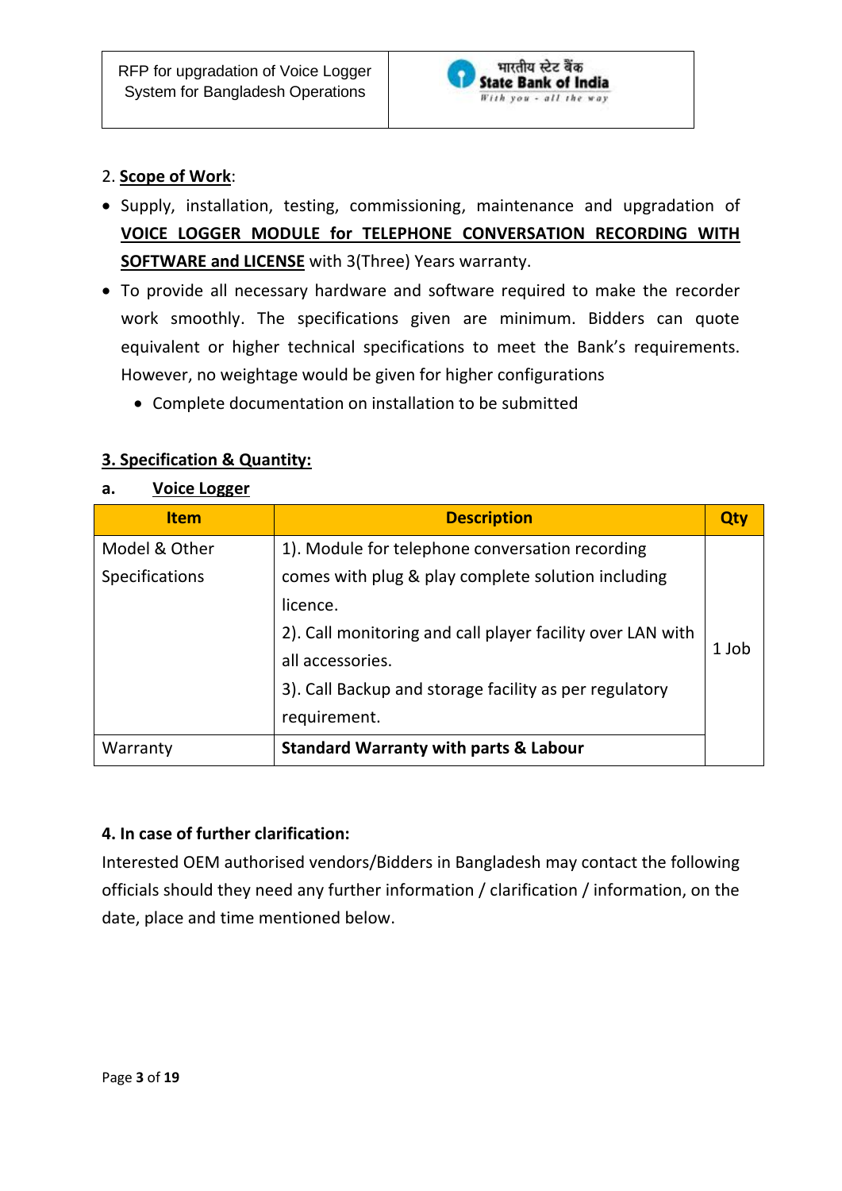2. **Scope of Work**:

- Supply, installation, testing, commissioning, maintenance and upgradation of **VOICE LOGGER MODULE for TELEPHONE CONVERSATION RECORDING WITH SOFTWARE and LICENSE** with 3(Three) Years warranty.
- To provide all necessary hardware and software required to make the recorder work smoothly. The specifications given are minimum. Bidders can quote equivalent or higher technical specifications to meet the Bank's requirements. However, no weightage would be given for higher configurations
  - Complete documentation on installation to be submitted

## 3. Specification & Quantity:

**a. Voice Logger**

| Item | Description | Qty |
| --- | --- | --- |
| Model & Other Specifications | 1). Module for telephone conversation recording comes with plug & play complete solution including licence.<br>2). Call monitoring and call player facility over LAN with all accessories.<br>3). Call Backup and storage facility as per regulatory requirement. | 1 Job |
| Warranty | **Standard Warranty with parts & Labour** | |

**4. In case of further clarification:**

Interested OEM authorised vendors/Bidders in Bangladesh may contact the following officials should they need any further information / clarification / information, on the date, place and time mentioned below.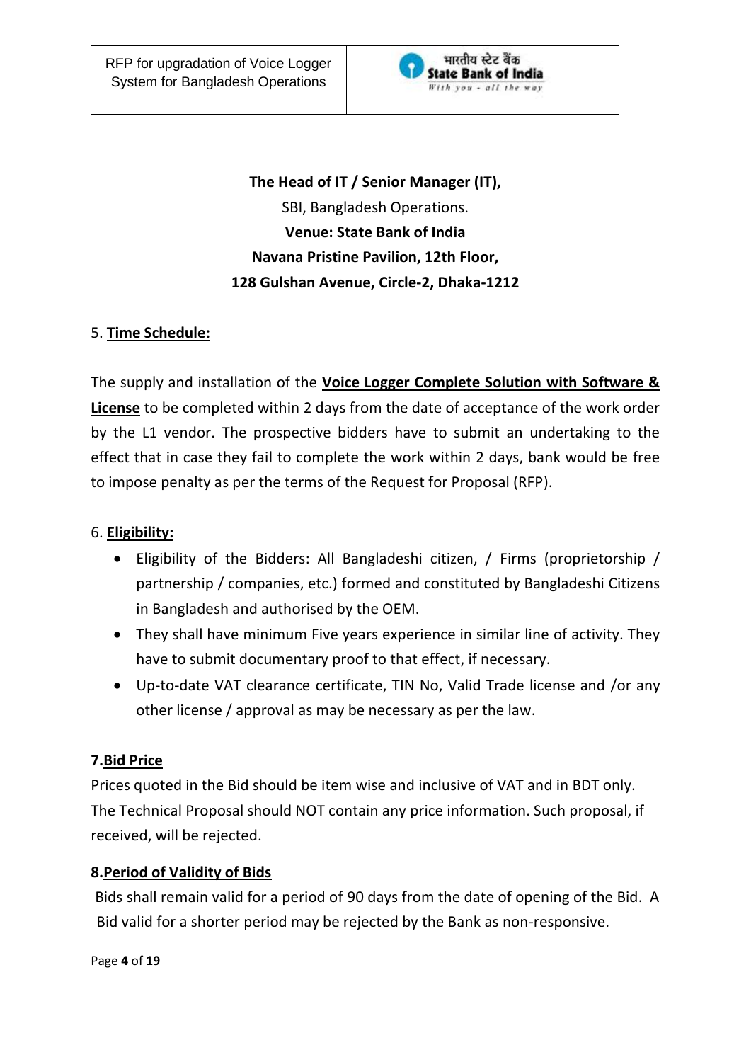**The Head of IT / Senior Manager (IT),**
SBI, Bangladesh Operations.
**Venue: State Bank of India**
**Navana Pristine Pavilion, 12th Floor,**
**128 Gulshan Avenue, Circle-2, Dhaka-1212**

5. **Time Schedule:**

The supply and installation of the **Voice Logger Complete Solution with Software & License** to be completed within 2 days from the date of acceptance of the work order by the L1 vendor. The prospective bidders have to submit an undertaking to the effect that in case they fail to complete the work within 2 days, bank would be free to impose penalty as per the terms of the Request for Proposal (RFP).

6. **Eligibility:**

- Eligibility of the Bidders: All Bangladeshi citizen, / Firms (proprietorship / partnership / companies, etc.) formed and constituted by Bangladeshi Citizens in Bangladesh and authorised by the OEM.
- They shall have minimum Five years experience in similar line of activity. They have to submit documentary proof to that effect, if necessary.
- Up-to-date VAT clearance certificate, TIN No, Valid Trade license and /or any other license / approval as may be necessary as per the law.

**7. Bid Price**

Prices quoted in the Bid should be item wise and inclusive of VAT and in BDT only.
The Technical Proposal should NOT contain any price information. Such proposal, if received, will be rejected.

**8. Period of Validity of Bids**

Bids shall remain valid for a period of 90 days from the date of opening of the Bid. A Bid valid for a shorter period may be rejected by the Bank as non-responsive.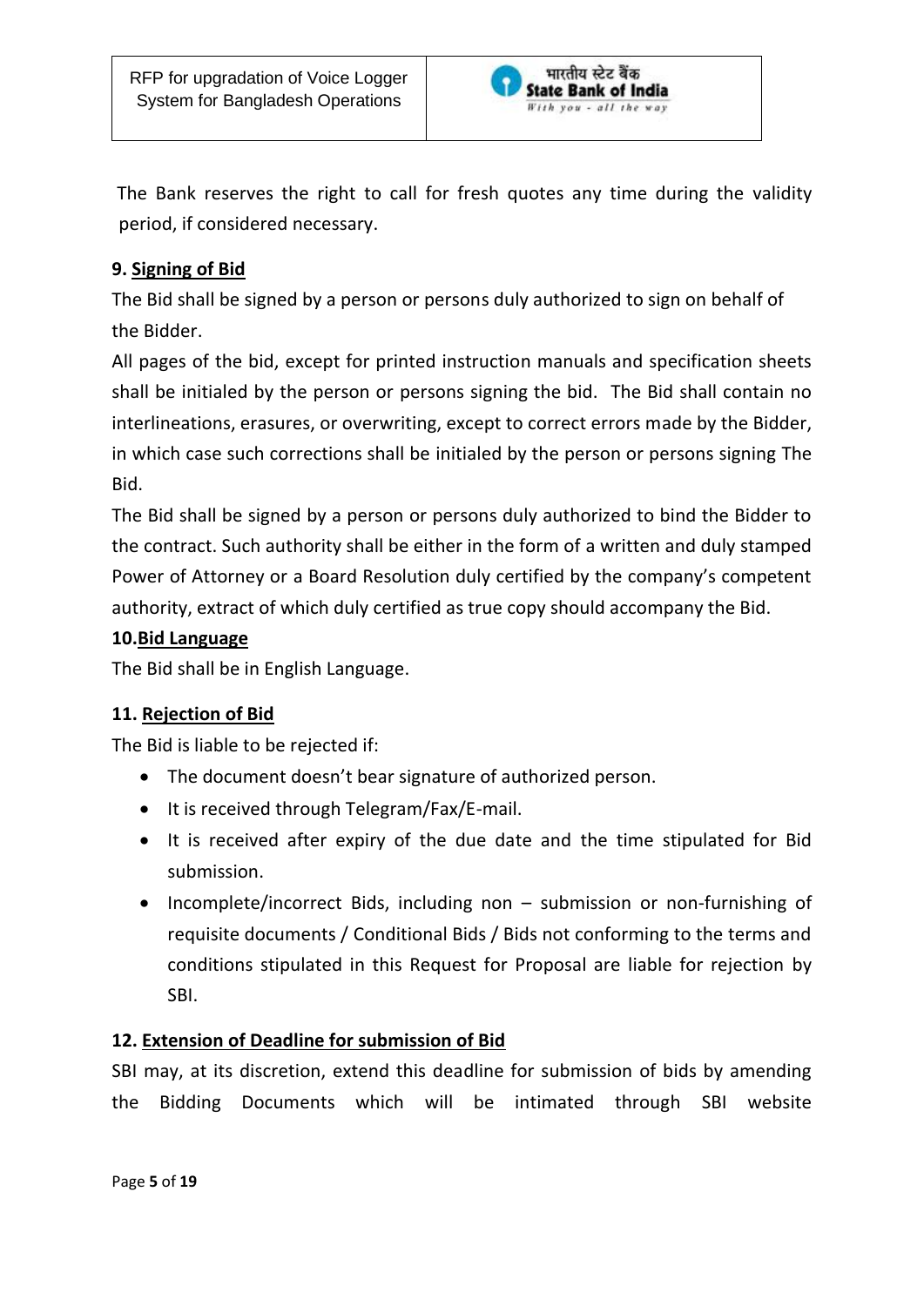The Bank reserves the right to call for fresh quotes any time during the validity period, if considered necessary.

### 9. Signing of Bid

The Bid shall be signed by a person or persons duly authorized to sign on behalf of the Bidder.

All pages of the bid, except for printed instruction manuals and specification sheets shall be initialed by the person or persons signing the bid. The Bid shall contain no interlineations, erasures, or overwriting, except to correct errors made by the Bidder, in which case such corrections shall be initialed by the person or persons signing The Bid.

The Bid shall be signed by a person or persons duly authorized to bind the Bidder to the contract. Such authority shall be either in the form of a written and duly stamped Power of Attorney or a Board Resolution duly certified by the company's competent authority, extract of which duly certified as true copy should accompany the Bid.

### 10. Bid Language

The Bid shall be in English Language.

### 11. Rejection of Bid

The Bid is liable to be rejected if:

- The document doesn't bear signature of authorized person.
- It is received through Telegram/Fax/E-mail.
- It is received after expiry of the due date and the time stipulated for Bid submission.
- Incomplete/incorrect Bids, including non – submission or non-furnishing of requisite documents / Conditional Bids / Bids not conforming to the terms and conditions stipulated in this Request for Proposal are liable for rejection by SBI.

### 12. Extension of Deadline for submission of Bid

SBI may, at its discretion, extend this deadline for submission of bids by amending the Bidding Documents which will be intimated through SBI website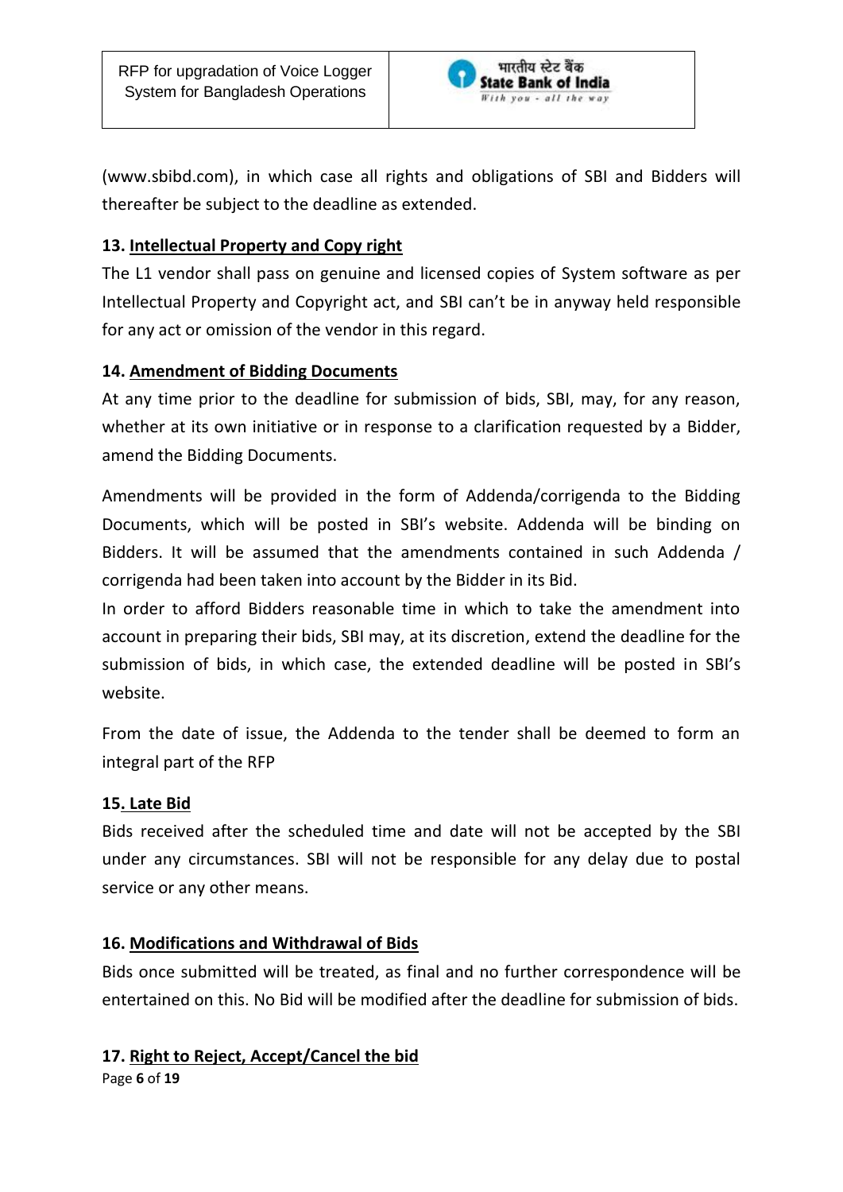(www.sbibd.com), in which case all rights and obligations of SBI and Bidders will thereafter be subject to the deadline as extended.

**13. Intellectual Property and Copy right**

The L1 vendor shall pass on genuine and licensed copies of System software as per Intellectual Property and Copyright act, and SBI can't be in anyway held responsible for any act or omission of the vendor in this regard.

**14. Amendment of Bidding Documents**

At any time prior to the deadline for submission of bids, SBI, may, for any reason, whether at its own initiative or in response to a clarification requested by a Bidder, amend the Bidding Documents.

Amendments will be provided in the form of Addenda/corrigenda to the Bidding Documents, which will be posted in SBI's website. Addenda will be binding on Bidders. It will be assumed that the amendments contained in such Addenda / corrigenda had been taken into account by the Bidder in its Bid.

In order to afford Bidders reasonable time in which to take the amendment into account in preparing their bids, SBI may, at its discretion, extend the deadline for the submission of bids, in which case, the extended deadline will be posted in SBI's website.

From the date of issue, the Addenda to the tender shall be deemed to form an integral part of the RFP

**15. Late Bid**

Bids received after the scheduled time and date will not be accepted by the SBI under any circumstances. SBI will not be responsible for any delay due to postal service or any other means.

**16. Modifications and Withdrawal of Bids**

Bids once submitted will be treated, as final and no further correspondence will be entertained on this. No Bid will be modified after the deadline for submission of bids.

**17. Right to Reject, Accept/Cancel the bid**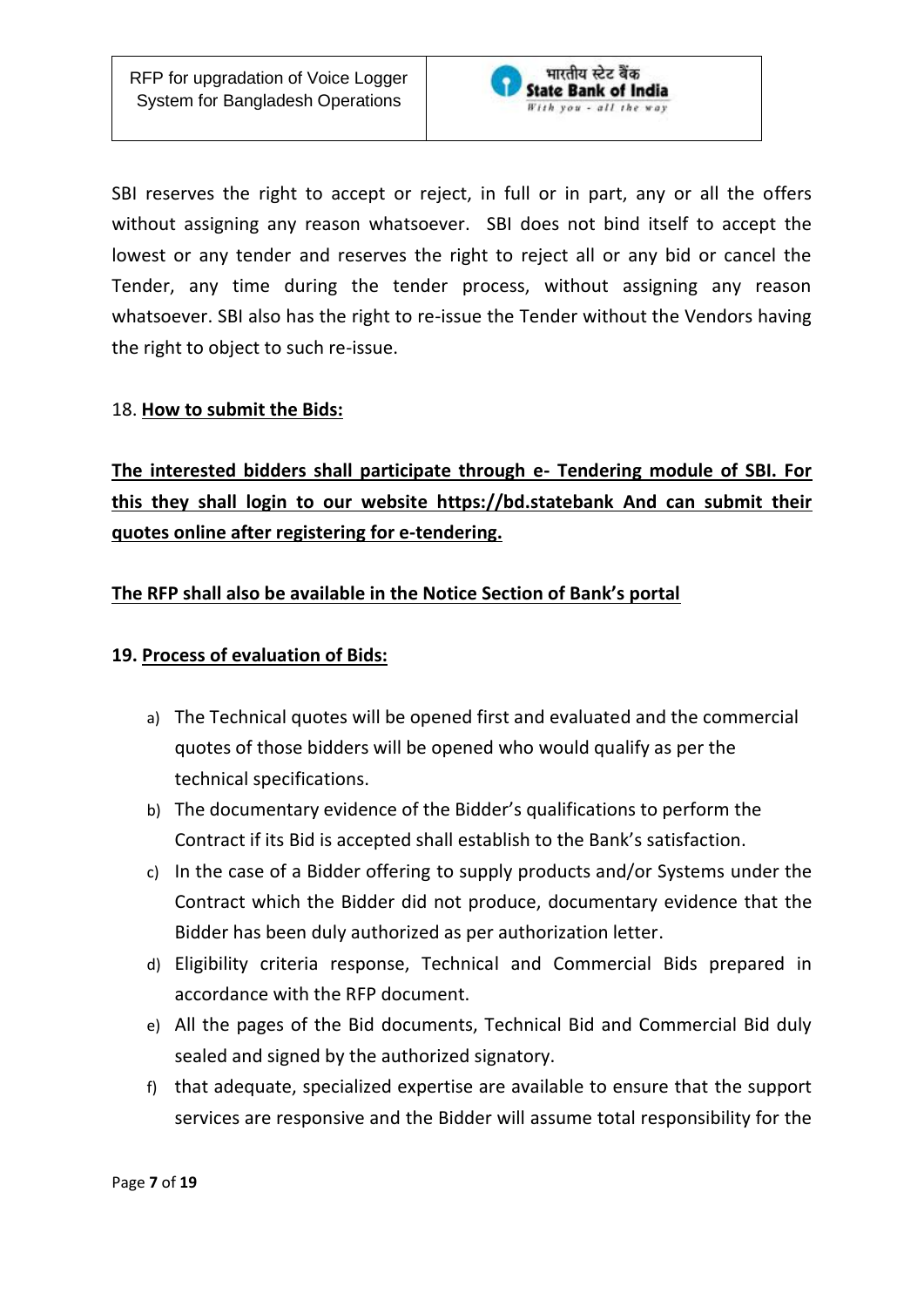SBI reserves the right to accept or reject, in full or in part, any or all the offers without assigning any reason whatsoever. SBI does not bind itself to accept the lowest or any tender and reserves the right to reject all or any bid or cancel the Tender, any time during the tender process, without assigning any reason whatsoever. SBI also has the right to re-issue the Tender without the Vendors having the right to object to such re-issue.

18. **How to submit the Bids:**

**The interested bidders shall participate through e- Tendering module of SBI. For this they shall login to our website https://bd.statebank And can submit their quotes online after registering for e-tendering.**

**The RFP shall also be available in the Notice Section of Bank's portal**

**19. Process of evaluation of Bids:**

a) The Technical quotes will be opened first and evaluated and the commercial quotes of those bidders will be opened who would qualify as per the technical specifications.
b) The documentary evidence of the Bidder's qualifications to perform the Contract if its Bid is accepted shall establish to the Bank's satisfaction.
c) In the case of a Bidder offering to supply products and/or Systems under the Contract which the Bidder did not produce, documentary evidence that the Bidder has been duly authorized as per authorization letter.
d) Eligibility criteria response, Technical and Commercial Bids prepared in accordance with the RFP document.
e) All the pages of the Bid documents, Technical Bid and Commercial Bid duly sealed and signed by the authorized signatory.
f) that adequate, specialized expertise are available to ensure that the support services are responsive and the Bidder will assume total responsibility for the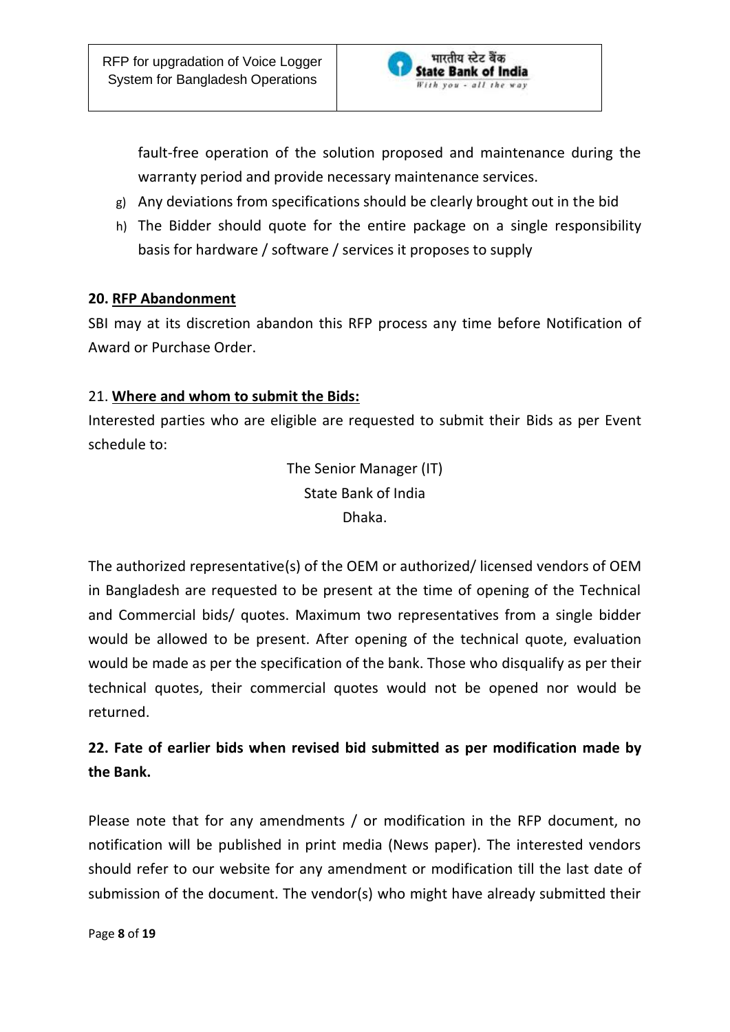fault-free operation of the solution proposed and maintenance during the warranty period and provide necessary maintenance services.

g) Any deviations from specifications should be clearly brought out in the bid
h) The Bidder should quote for the entire package on a single responsibility basis for hardware / software / services it proposes to supply

**20. <u>RFP Abandonment</u>**

SBI may at its discretion abandon this RFP process any time before Notification of Award or Purchase Order.

21. **<u>Where and whom to submit the Bids:</u>**

Interested parties who are eligible are requested to submit their Bids as per Event schedule to:

The Senior Manager (IT)
State Bank of India
Dhaka.

The authorized representative(s) of the OEM or authorized/ licensed vendors of OEM in Bangladesh are requested to be present at the time of opening of the Technical and Commercial bids/ quotes. Maximum two representatives from a single bidder would be allowed to be present. After opening of the technical quote, evaluation would be made as per the specification of the bank. Those who disqualify as per their technical quotes, their commercial quotes would not be opened nor would be returned.

**22. Fate of earlier bids when revised bid submitted as per modification made by the Bank.**

Please note that for any amendments / or modification in the RFP document, no notification will be published in print media (News paper). The interested vendors should refer to our website for any amendment or modification till the last date of submission of the document. The vendor(s) who might have already submitted their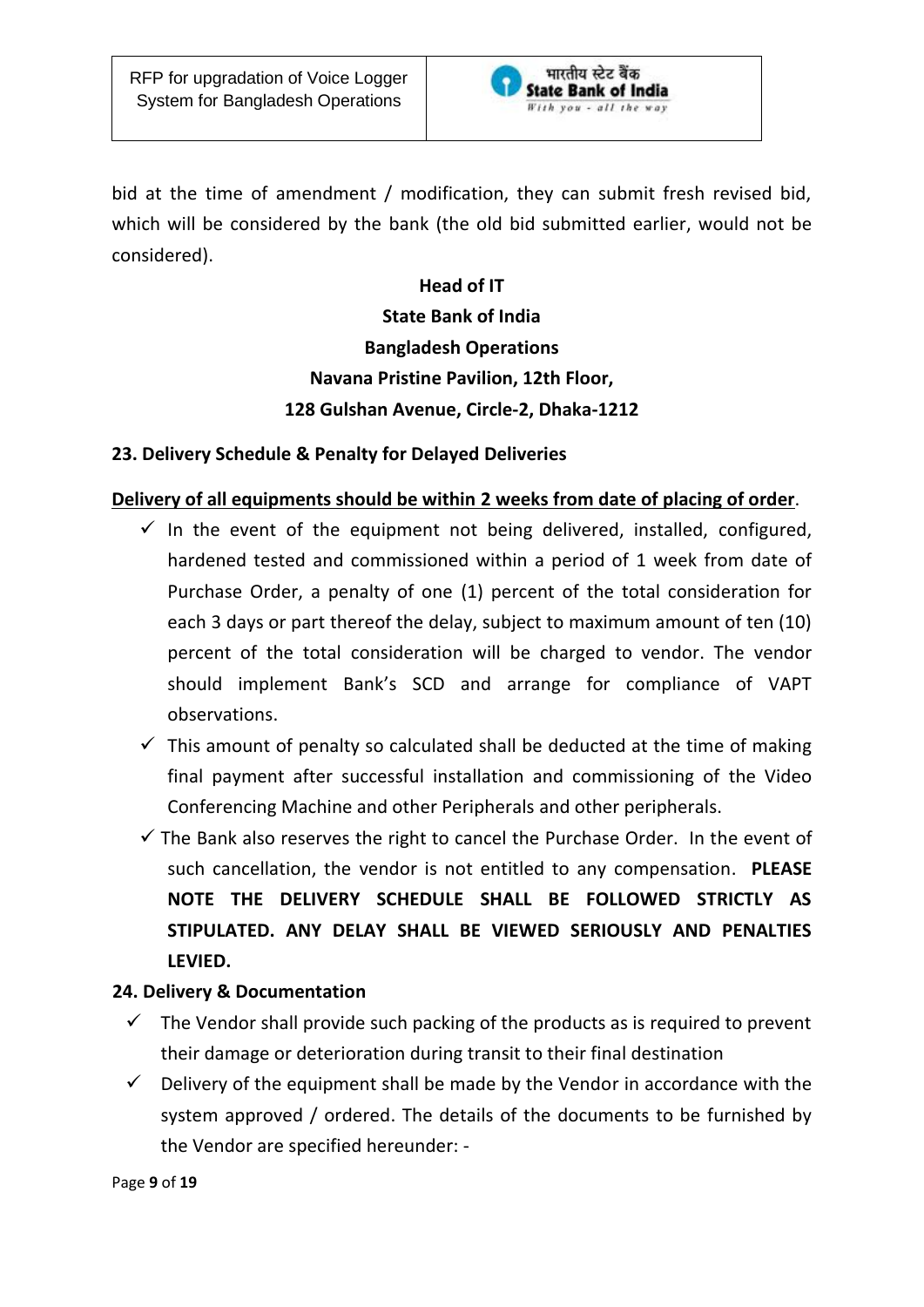bid at the time of amendment / modification, they can submit fresh revised bid, which will be considered by the bank (the old bid submitted earlier, would not be considered).

**Head of IT**
**State Bank of India**
**Bangladesh Operations**
**Navana Pristine Pavilion, 12th Floor,**
**128 Gulshan Avenue, Circle-2, Dhaka-1212**

### 23. Delivery Schedule & Penalty for Delayed Deliveries

**<u>Delivery of all equipments should be within 2 weeks from date of placing of order</u>**.

- ✓ In the event of the equipment not being delivered, installed, configured, hardened tested and commissioned within a period of 1 week from date of Purchase Order, a penalty of one (1) percent of the total consideration for each 3 days or part thereof the delay, subject to maximum amount of ten (10) percent of the total consideration will be charged to vendor. The vendor should implement Bank's SCD and arrange for compliance of VAPT observations.
- ✓ This amount of penalty so calculated shall be deducted at the time of making final payment after successful installation and commissioning of the Video Conferencing Machine and other Peripherals and other peripherals.
- ✓ The Bank also reserves the right to cancel the Purchase Order. In the event of such cancellation, the vendor is not entitled to any compensation. **PLEASE NOTE THE DELIVERY SCHEDULE SHALL BE FOLLOWED STRICTLY AS STIPULATED. ANY DELAY SHALL BE VIEWED SERIOUSLY AND PENALTIES LEVIED.**

### 24. Delivery & Documentation

- ✓ The Vendor shall provide such packing of the products as is required to prevent their damage or deterioration during transit to their final destination
- ✓ Delivery of the equipment shall be made by the Vendor in accordance with the system approved / ordered. The details of the documents to be furnished by the Vendor are specified hereunder: -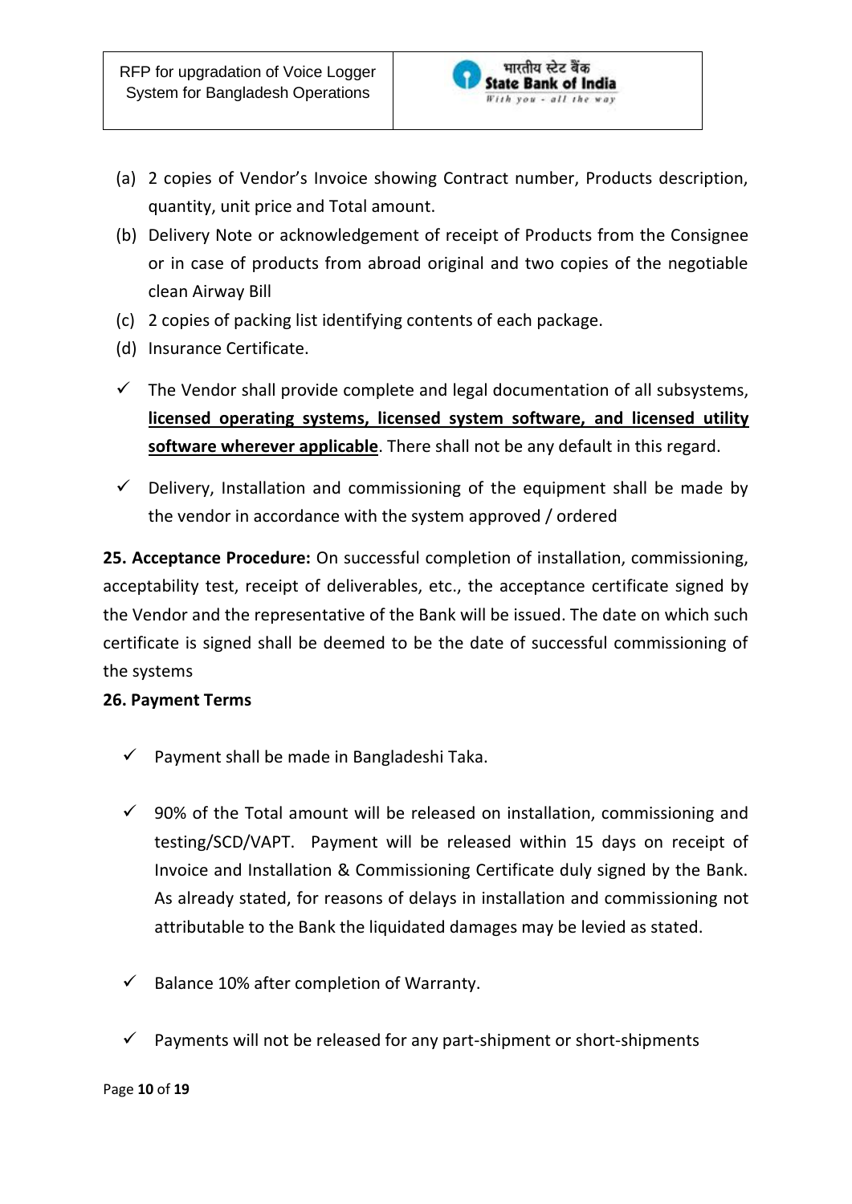(a) 2 copies of Vendor's Invoice showing Contract number, Products description, quantity, unit price and Total amount.
(b) Delivery Note or acknowledgement of receipt of Products from the Consignee or in case of products from abroad original and two copies of the negotiable clean Airway Bill
(c) 2 copies of packing list identifying contents of each package.
(d) Insurance Certificate.

- ✓ The Vendor shall provide complete and legal documentation of all subsystems, **licensed operating systems, licensed system software, and licensed utility software wherever applicable**. There shall not be any default in this regard.
- ✓ Delivery, Installation and commissioning of the equipment shall be made by the vendor in accordance with the system approved / ordered

**25. Acceptance Procedure:** On successful completion of installation, commissioning, acceptability test, receipt of deliverables, etc., the acceptance certificate signed by the Vendor and the representative of the Bank will be issued. The date on which such certificate is signed shall be deemed to be the date of successful commissioning of the systems

**26. Payment Terms**

- ✓ Payment shall be made in Bangladeshi Taka.
- ✓ 90% of the Total amount will be released on installation, commissioning and testing/SCD/VAPT. Payment will be released within 15 days on receipt of Invoice and Installation & Commissioning Certificate duly signed by the Bank. As already stated, for reasons of delays in installation and commissioning not attributable to the Bank the liquidated damages may be levied as stated.
- ✓ Balance 10% after completion of Warranty.
- ✓ Payments will not be released for any part-shipment or short-shipments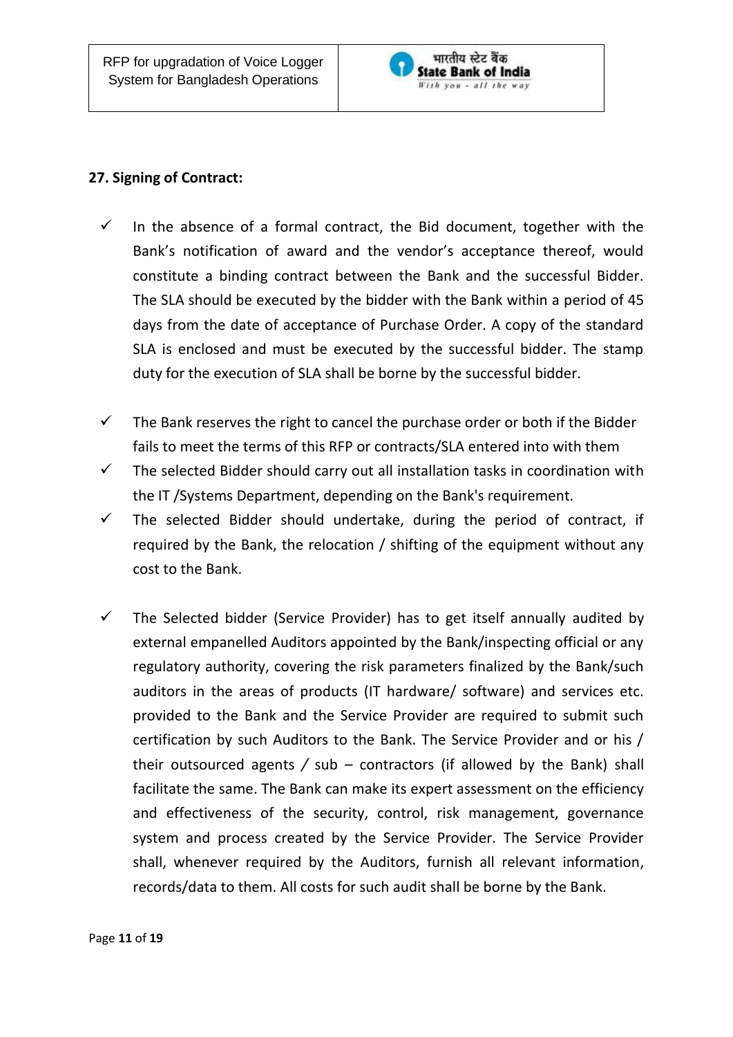### 27. Signing of Contract:

- ✓ In the absence of a formal contract, the Bid document, together with the Bank's notification of award and the vendor's acceptance thereof, would constitute a binding contract between the Bank and the successful Bidder. The SLA should be executed by the bidder with the Bank within a period of 45 days from the date of acceptance of Purchase Order. A copy of the standard SLA is enclosed and must be executed by the successful bidder. The stamp duty for the execution of SLA shall be borne by the successful bidder.

- ✓ The Bank reserves the right to cancel the purchase order or both if the Bidder fails to meet the terms of this RFP or contracts/SLA entered into with them
- ✓ The selected Bidder should carry out all installation tasks in coordination with the IT /Systems Department, depending on the Bank's requirement.
- ✓ The selected Bidder should undertake, during the period of contract, if required by the Bank, the relocation / shifting of the equipment without any cost to the Bank.

- ✓ The Selected bidder (Service Provider) has to get itself annually audited by external empanelled Auditors appointed by the Bank/inspecting official or any regulatory authority, covering the risk parameters finalized by the Bank/such auditors in the areas of products (IT hardware/ software) and services etc. provided to the Bank and the Service Provider are required to submit such certification by such Auditors to the Bank. The Service Provider and or his / their outsourced agents / sub – contractors (if allowed by the Bank) shall facilitate the same. The Bank can make its expert assessment on the efficiency and effectiveness of the security, control, risk management, governance system and process created by the Service Provider. The Service Provider shall, whenever required by the Auditors, furnish all relevant information, records/data to them. All costs for such audit shall be borne by the Bank.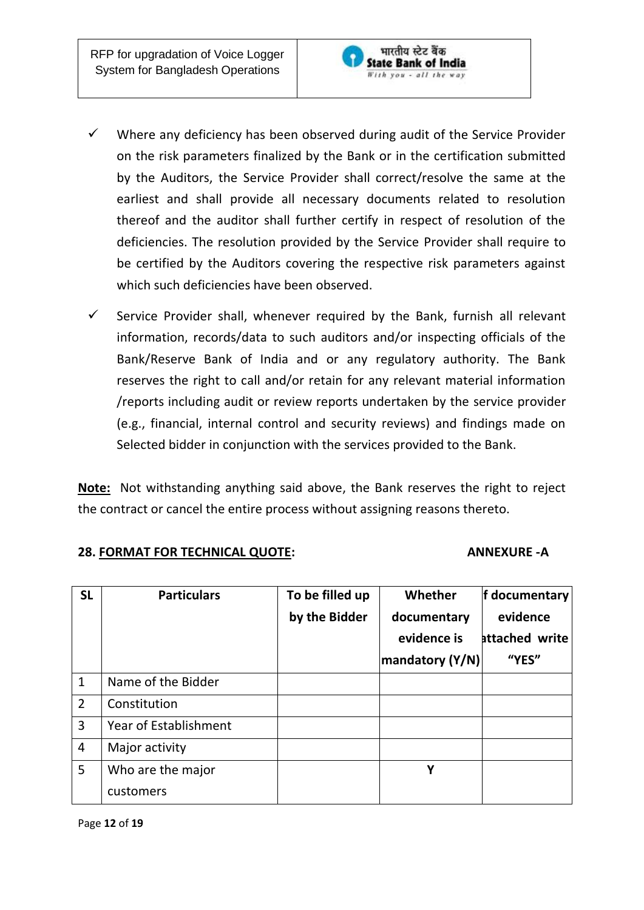- ✓ Where any deficiency has been observed during audit of the Service Provider on the risk parameters finalized by the Bank or in the certification submitted by the Auditors, the Service Provider shall correct/resolve the same at the earliest and shall provide all necessary documents related to resolution thereof and the auditor shall further certify in respect of resolution of the deficiencies. The resolution provided by the Service Provider shall require to be certified by the Auditors covering the respective risk parameters against which such deficiencies have been observed.

- ✓ Service Provider shall, whenever required by the Bank, furnish all relevant information, records/data to such auditors and/or inspecting officials of the Bank/Reserve Bank of India and or any regulatory authority. The Bank reserves the right to call and/or retain for any relevant material information /reports including audit or review reports undertaken by the service provider (e.g., financial, internal control and security reviews) and findings made on Selected bidder in conjunction with the services provided to the Bank.

**Note:** Not withstanding anything said above, the Bank reserves the right to reject the contract or cancel the entire process without assigning reasons thereto.

**28. FORMAT FOR TECHNICAL QUOTE:** **ANNEXURE -A**

| SL | Particulars | To be filled up by the Bidder | Whether documentary evidence is mandatory (Y/N) | f documentary evidence attached write "YES" |
|---|---|---|---|---|
| 1 | Name of the Bidder | | | |
| 2 | Constitution | | | |
| 3 | Year of Establishment | | | |
| 4 | Major activity | | | |
| 5 | Who are the major customers | | Y | |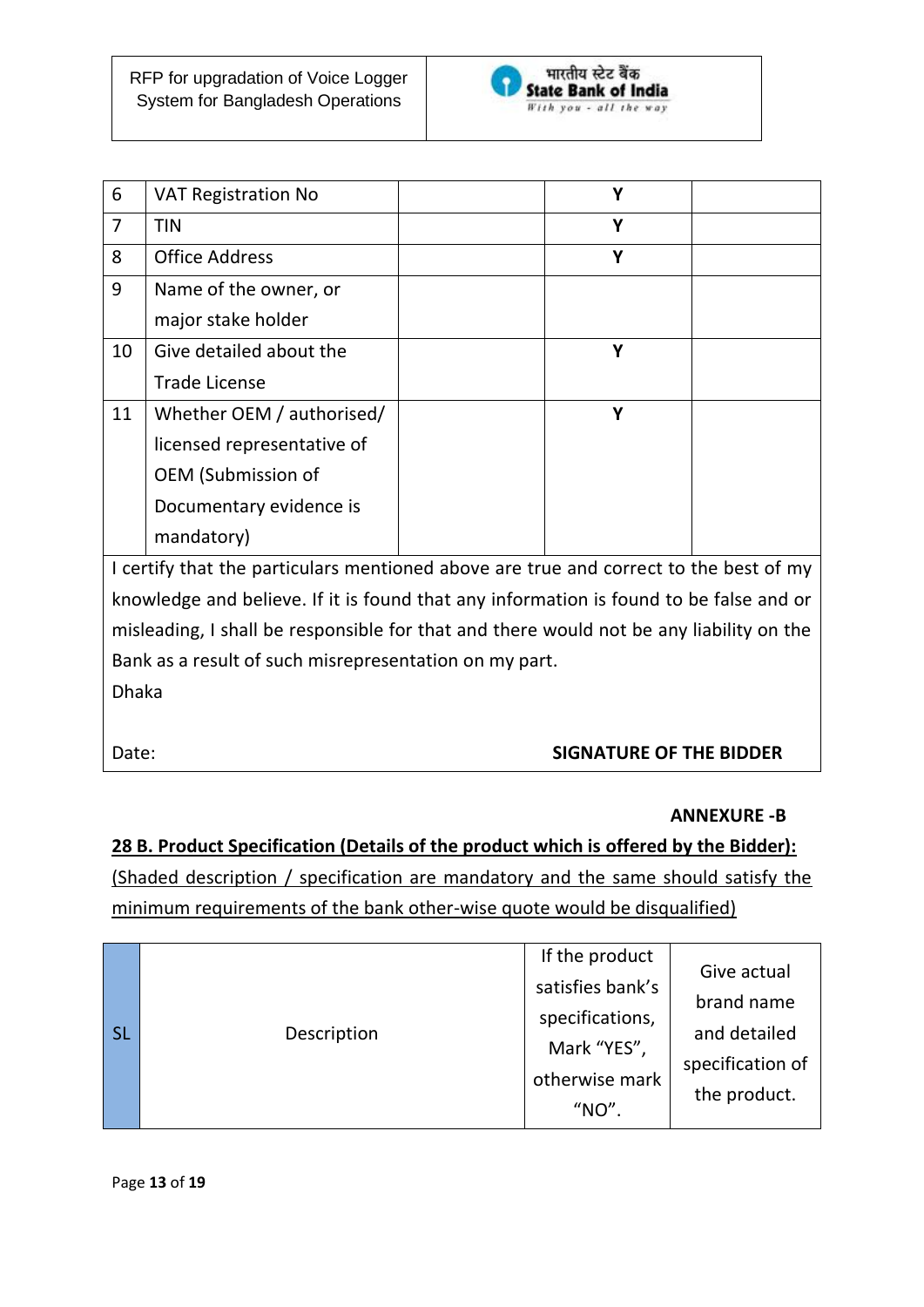| 6 | VAT Registration No | | Y | |
|---|---|---|---|---|
| 7 | TIN | | Y | |
| 8 | Office Address | | Y | |
| 9 | Name of the owner, or major stake holder | | | |
| 10 | Give detailed about the Trade License | | Y | |
| 11 | Whether OEM / authorised/ licensed representative of OEM (Submission of Documentary evidence is mandatory) | | Y | |

I certify that the particulars mentioned above are true and correct to the best of my knowledge and believe. If it is found that any information is found to be false and or misleading, I shall be responsible for that and there would not be any liability on the Bank as a result of such misrepresentation on my part.

Dhaka

Date: **SIGNATURE OF THE BIDDER**

**ANNEXURE -B**

**28 B. Product Specification (Details of the product which is offered by the Bidder):**

(Shaded description / specification are mandatory and the same should satisfy the minimum requirements of the bank other-wise quote would be disqualified)

| SL | Description | If the product satisfies bank's specifications, Mark "YES", otherwise mark "NO". | Give actual brand name and detailed specification of the product. |
|---|---|---|---|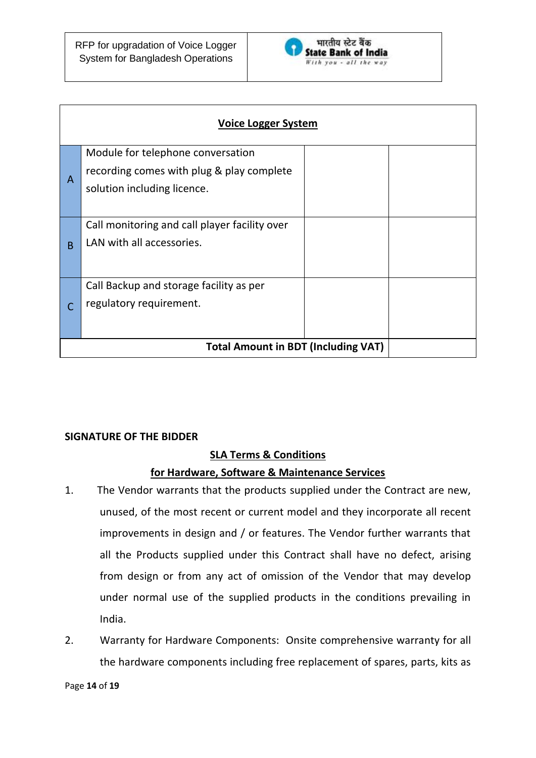| Voice Logger System | | | |
|---|---|---|---|
| A | Module for telephone conversation recording comes with plug & play complete solution including licence. | | |
| B | Call monitoring and call player facility over LAN with all accessories. | | |
| C | Call Backup and storage facility as per regulatory requirement. | | |
| **Total Amount in BDT (Including VAT)** | | | |

**SIGNATURE OF THE BIDDER**

**SLA Terms & Conditions**

**for Hardware, Software & Maintenance Services**

1. The Vendor warrants that the products supplied under the Contract are new, unused, of the most recent or current model and they incorporate all recent improvements in design and / or features. The Vendor further warrants that all the Products supplied under this Contract shall have no defect, arising from design or from any act of omission of the Vendor that may develop under normal use of the supplied products in the conditions prevailing in India.
2. Warranty for Hardware Components: Onsite comprehensive warranty for all the hardware components including free replacement of spares, parts, kits as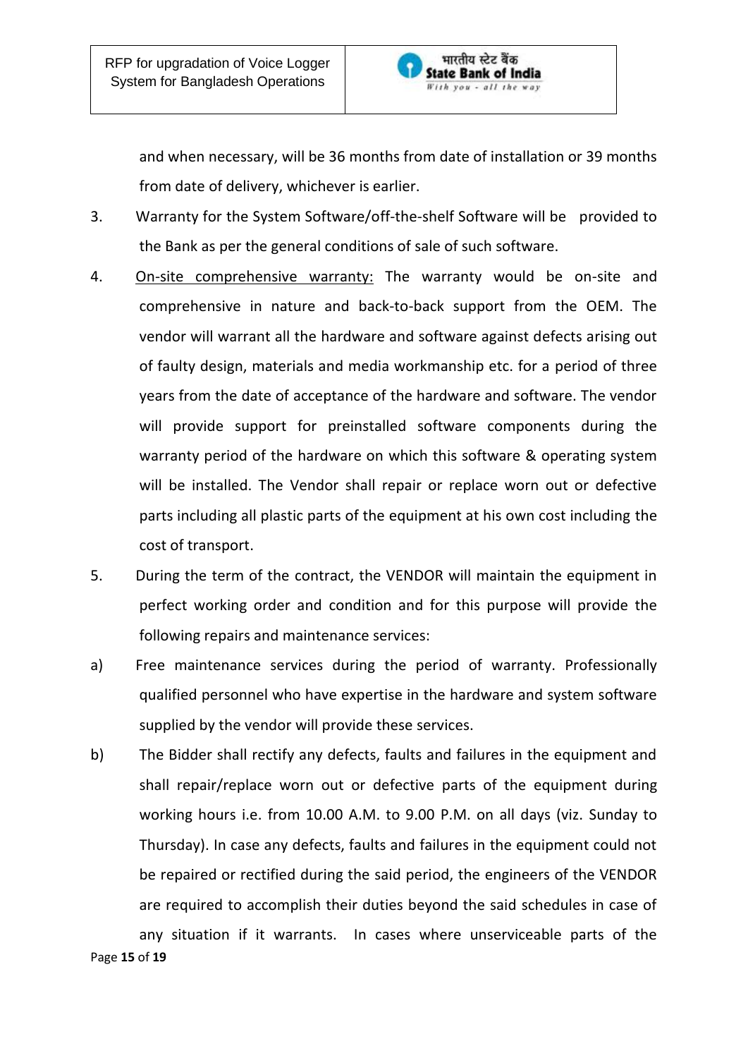and when necessary, will be 36 months from date of installation or 39 months from date of delivery, whichever is earlier.

3. Warranty for the System Software/off-the-shelf Software will be provided to the Bank as per the general conditions of sale of such software.

4. <u>On-site comprehensive warranty:</u> The warranty would be on-site and comprehensive in nature and back-to-back support from the OEM. The vendor will warrant all the hardware and software against defects arising out of faulty design, materials and media workmanship etc. for a period of three years from the date of acceptance of the hardware and software. The vendor will provide support for preinstalled software components during the warranty period of the hardware on which this software & operating system will be installed. The Vendor shall repair or replace worn out or defective parts including all plastic parts of the equipment at his own cost including the cost of transport.

5. During the term of the contract, the VENDOR will maintain the equipment in perfect working order and condition and for this purpose will provide the following repairs and maintenance services:

a) Free maintenance services during the period of warranty. Professionally qualified personnel who have expertise in the hardware and system software supplied by the vendor will provide these services.

b) The Bidder shall rectify any defects, faults and failures in the equipment and shall repair/replace worn out or defective parts of the equipment during working hours i.e. from 10.00 A.M. to 9.00 P.M. on all days (viz. Sunday to Thursday). In case any defects, faults and failures in the equipment could not be repaired or rectified during the said period, the engineers of the VENDOR are required to accomplish their duties beyond the said schedules in case of any situation if it warrants. In cases where unserviceable parts of the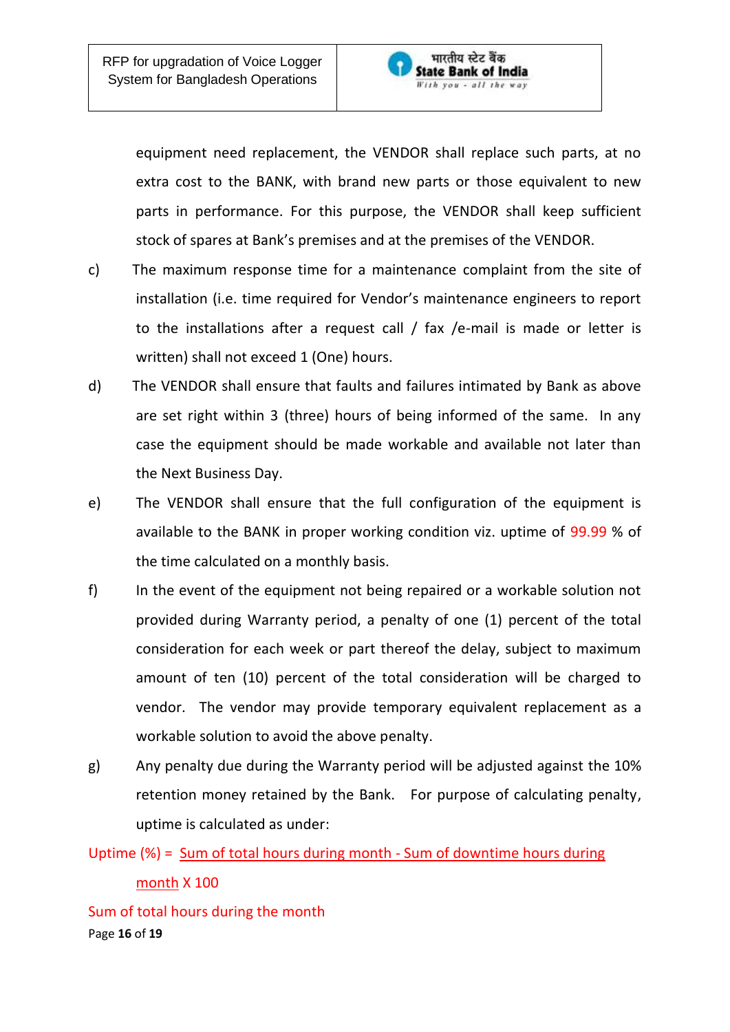equipment need replacement, the VENDOR shall replace such parts, at no extra cost to the BANK, with brand new parts or those equivalent to new parts in performance. For this purpose, the VENDOR shall keep sufficient stock of spares at Bank's premises and at the premises of the VENDOR.

c) The maximum response time for a maintenance complaint from the site of installation (i.e. time required for Vendor's maintenance engineers to report to the installations after a request call / fax /e-mail is made or letter is written) shall not exceed 1 (One) hours.

d) The VENDOR shall ensure that faults and failures intimated by Bank as above are set right within 3 (three) hours of being informed of the same. In any case the equipment should be made workable and available not later than the Next Business Day.

e) The VENDOR shall ensure that the full configuration of the equipment is available to the BANK in proper working condition viz. uptime of 99.99 % of the time calculated on a monthly basis.

f) In the event of the equipment not being repaired or a workable solution not provided during Warranty period, a penalty of one (1) percent of the total consideration for each week or part thereof the delay, subject to maximum amount of ten (10) percent of the total consideration will be charged to vendor. The vendor may provide temporary equivalent replacement as a workable solution to avoid the above penalty.

g) Any penalty due during the Warranty period will be adjusted against the 10% retention money retained by the Bank. For purpose of calculating penalty, uptime is calculated as under:

$$\text{Uptime (\%)} = \frac{\text{Sum of total hours during month - Sum of downtime hours during month}}{\text{Sum of total hours during the month}} \times 100$$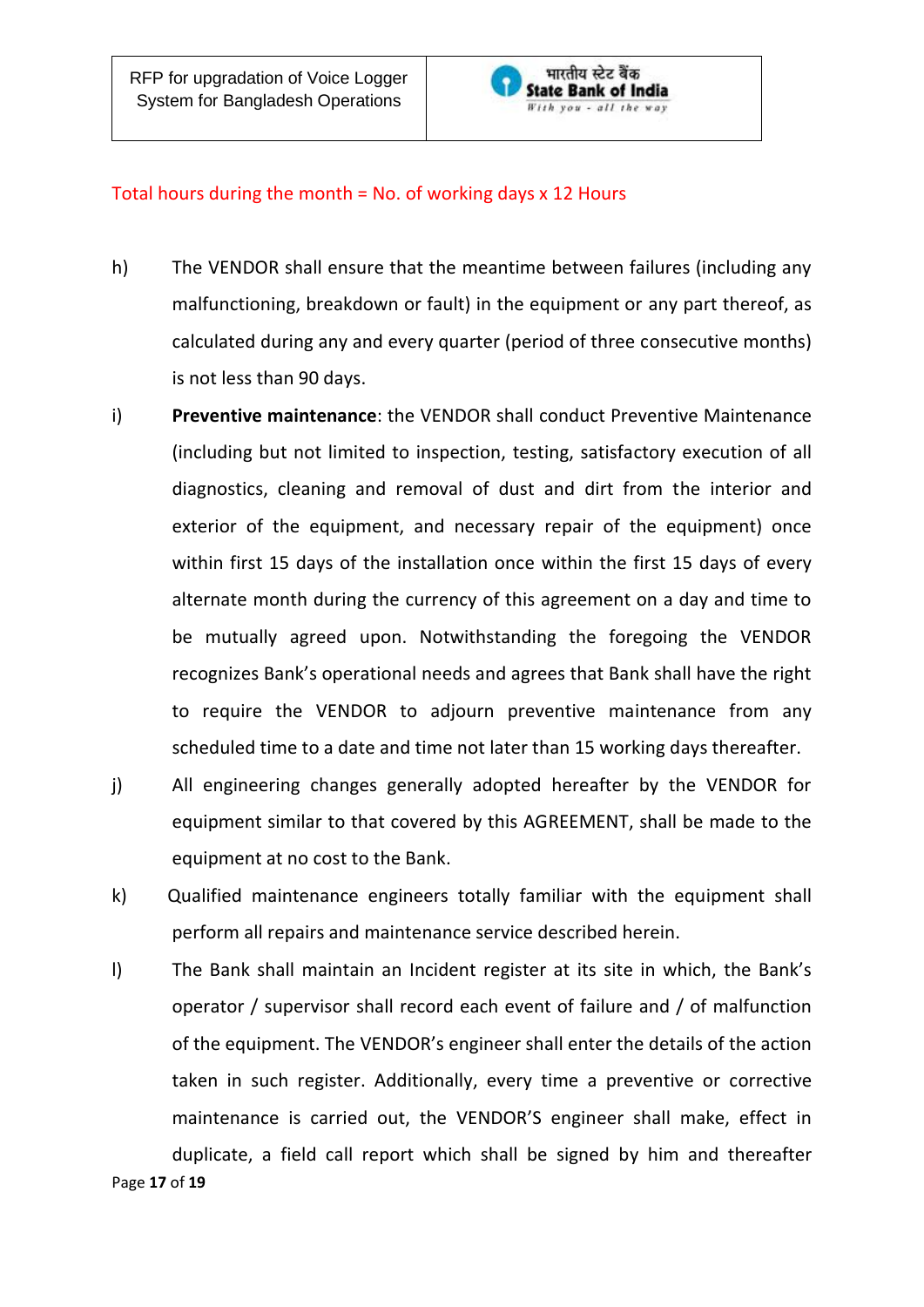Total hours during the month = No. of working days x 12 Hours

h) The VENDOR shall ensure that the meantime between failures (including any malfunctioning, breakdown or fault) in the equipment or any part thereof, as calculated during any and every quarter (period of three consecutive months) is not less than 90 days.

i) **Preventive maintenance**: the VENDOR shall conduct Preventive Maintenance (including but not limited to inspection, testing, satisfactory execution of all diagnostics, cleaning and removal of dust and dirt from the interior and exterior of the equipment, and necessary repair of the equipment) once within first 15 days of the installation once within the first 15 days of every alternate month during the currency of this agreement on a day and time to be mutually agreed upon. Notwithstanding the foregoing the VENDOR recognizes Bank's operational needs and agrees that Bank shall have the right to require the VENDOR to adjourn preventive maintenance from any scheduled time to a date and time not later than 15 working days thereafter.

j) All engineering changes generally adopted hereafter by the VENDOR for equipment similar to that covered by this AGREEMENT, shall be made to the equipment at no cost to the Bank.

k) Qualified maintenance engineers totally familiar with the equipment shall perform all repairs and maintenance service described herein.

l) The Bank shall maintain an Incident register at its site in which, the Bank's operator / supervisor shall record each event of failure and / of malfunction of the equipment. The VENDOR's engineer shall enter the details of the action taken in such register. Additionally, every time a preventive or corrective maintenance is carried out, the VENDOR'S engineer shall make, effect in duplicate, a field call report which shall be signed by him and thereafter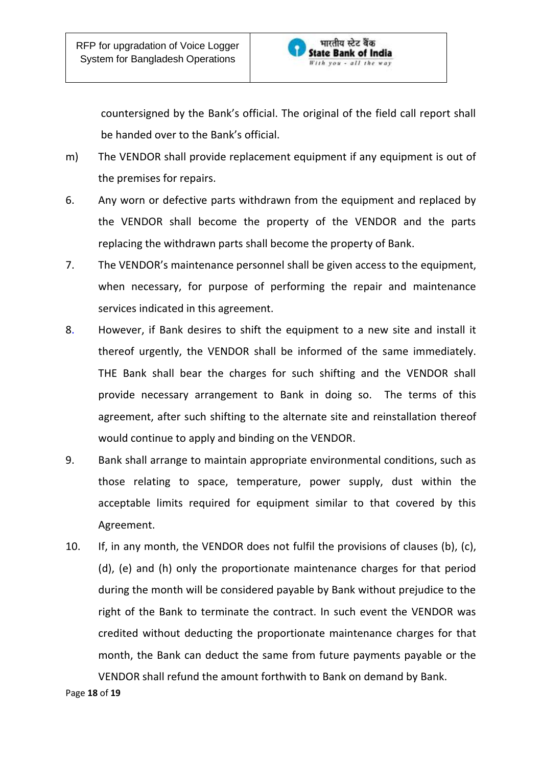countersigned by the Bank's official. The original of the field call report shall be handed over to the Bank's official.

m) The VENDOR shall provide replacement equipment if any equipment is out of the premises for repairs.

6. Any worn or defective parts withdrawn from the equipment and replaced by the VENDOR shall become the property of the VENDOR and the parts replacing the withdrawn parts shall become the property of Bank.

7. The VENDOR's maintenance personnel shall be given access to the equipment, when necessary, for purpose of performing the repair and maintenance services indicated in this agreement.

8. However, if Bank desires to shift the equipment to a new site and install it thereof urgently, the VENDOR shall be informed of the same immediately. THE Bank shall bear the charges for such shifting and the VENDOR shall provide necessary arrangement to Bank in doing so. The terms of this agreement, after such shifting to the alternate site and reinstallation thereof would continue to apply and binding on the VENDOR.

9. Bank shall arrange to maintain appropriate environmental conditions, such as those relating to space, temperature, power supply, dust within the acceptable limits required for equipment similar to that covered by this Agreement.

10. If, in any month, the VENDOR does not fulfil the provisions of clauses (b), (c), (d), (e) and (h) only the proportionate maintenance charges for that period during the month will be considered payable by Bank without prejudice to the right of the Bank to terminate the contract. In such event the VENDOR was credited without deducting the proportionate maintenance charges for that month, the Bank can deduct the same from future payments payable or the VENDOR shall refund the amount forthwith to Bank on demand by Bank.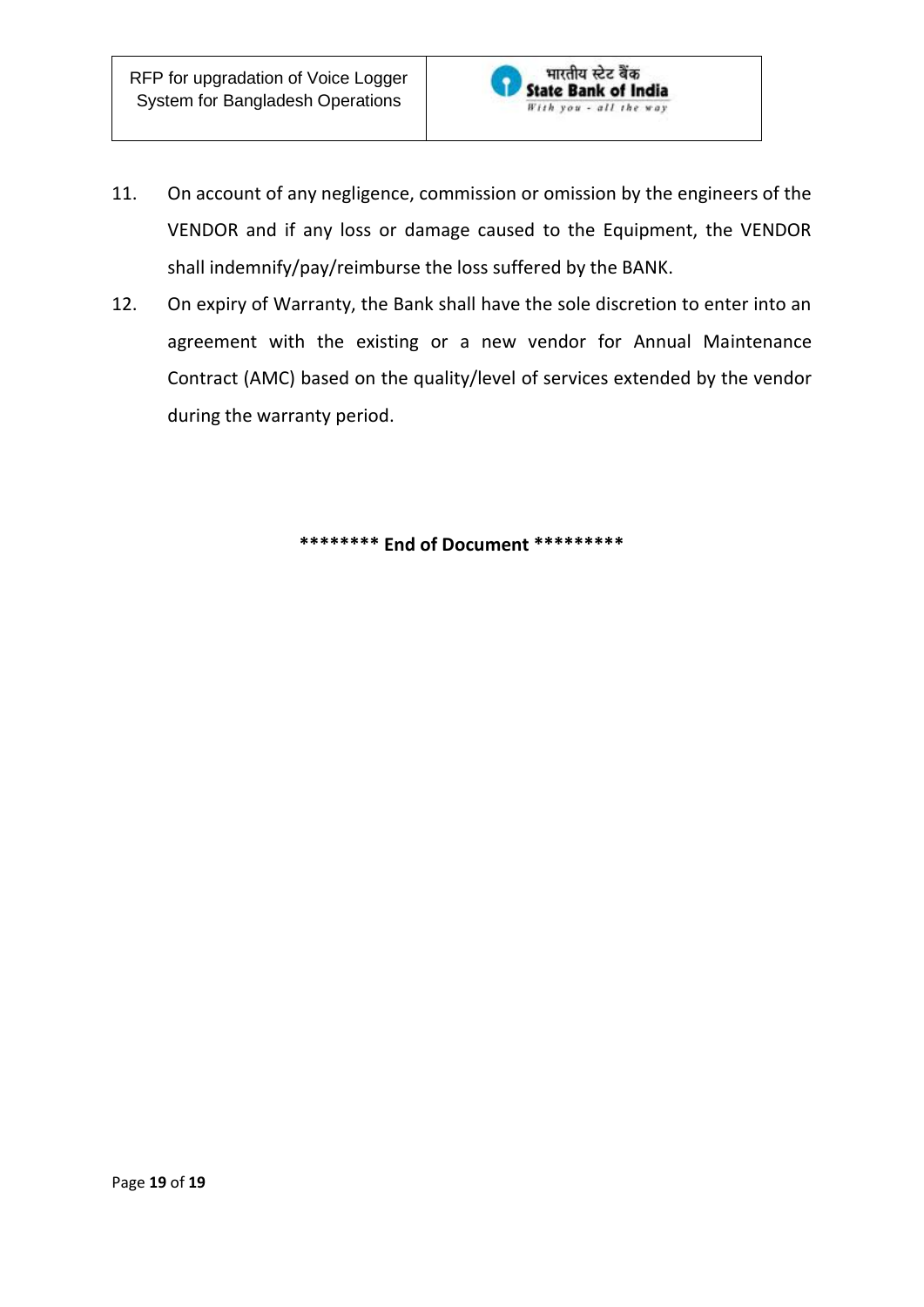11. On account of any negligence, commission or omission by the engineers of the VENDOR and if any loss or damage caused to the Equipment, the VENDOR shall indemnify/pay/reimburse the loss suffered by the BANK.
12. On expiry of Warranty, the Bank shall have the sole discretion to enter into an agreement with the existing or a new vendor for Annual Maintenance Contract (AMC) based on the quality/level of services extended by the vendor during the warranty period.

**\*\*\*\*\*\*\*\* End of Document \*\*\*\*\*\*\*\*\***